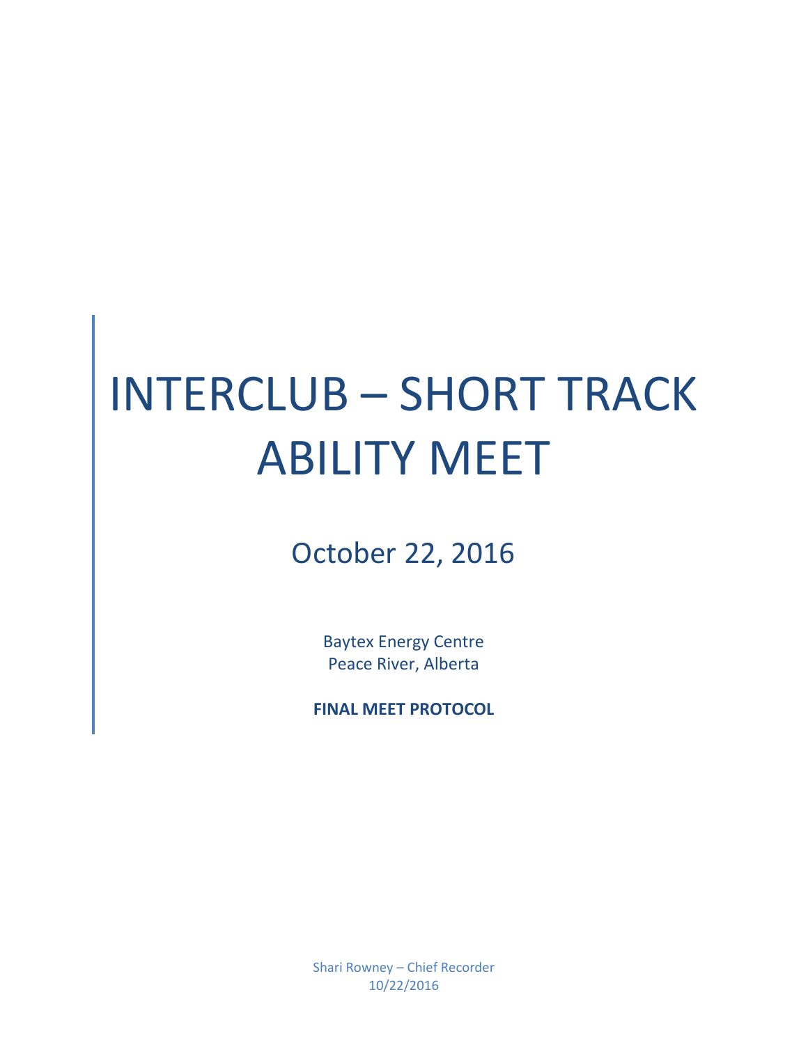# INTERCLUB – SHORT TRACK ABILITY MEET

## October 22, 2016

Baytex Energy Centre
Peace River, Alberta

**FINAL MEET PROTOCOL**

Shari Rowney – Chief Recorder
10/22/2016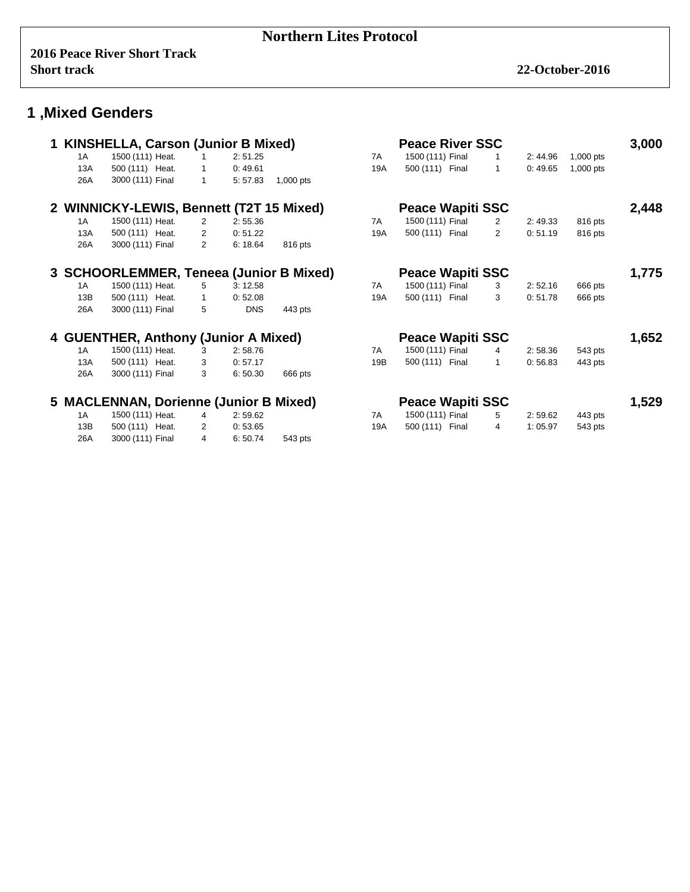# Northern Lites Protocol

**2016 Peace River Short Track**
**Short track** — **22-October-2016**

## 1 ,Mixed Genders

### 1 KINSHELLA, Carson (Junior B Mixed) — Peace River SSC — 3,000

| Race | Distance | Round | Place | Time | Points |
|---|---|---|---|---|---|
| 1A | 1500 (111) | Heat. | 1 | 2: 51.25 | |
| 13A | 500 (111) | Heat. | 1 | 0: 49.61 | |
| 26A | 3000 (111) | Final | 1 | 5: 57.83 | 1,000 pts |
| 7A | 1500 (111) | Final | 1 | 2: 44.96 | 1,000 pts |
| 19A | 500 (111) | Final | 1 | 0: 49.65 | 1,000 pts |

### 2 WINNICKY-LEWIS, Bennett (T2T 15 Mixed) — Peace Wapiti SSC — 2,448

| Race | Distance | Round | Place | Time | Points |
|---|---|---|---|---|---|
| 1A | 1500 (111) | Heat. | 2 | 2: 55.36 | |
| 13A | 500 (111) | Heat. | 2 | 0: 51.22 | |
| 26A | 3000 (111) | Final | 2 | 6: 18.64 | 816 pts |
| 7A | 1500 (111) | Final | 2 | 2: 49.33 | 816 pts |
| 19A | 500 (111) | Final | 2 | 0: 51.19 | 816 pts |

### 3 SCHOORLEMMER, Teneea (Junior B Mixed) — Peace Wapiti SSC — 1,775

| Race | Distance | Round | Place | Time | Points |
|---|---|---|---|---|---|
| 1A | 1500 (111) | Heat. | 5 | 3: 12.58 | |
| 13B | 500 (111) | Heat. | 1 | 0: 52.08 | |
| 26A | 3000 (111) | Final | 5 | DNS | 443 pts |
| 7A | 1500 (111) | Final | 3 | 2: 52.16 | 666 pts |
| 19A | 500 (111) | Final | 3 | 0: 51.78 | 666 pts |

### 4 GUENTHER, Anthony (Junior A Mixed) — Peace Wapiti SSC — 1,652

| Race | Distance | Round | Place | Time | Points |
|---|---|---|---|---|---|
| 1A | 1500 (111) | Heat. | 3 | 2: 58.76 | |
| 13A | 500 (111) | Heat. | 3 | 0: 57.17 | |
| 26A | 3000 (111) | Final | 3 | 6: 50.30 | 666 pts |
| 7A | 1500 (111) | Final | 4 | 2: 58.36 | 543 pts |
| 19B | 500 (111) | Final | 1 | 0: 56.83 | 443 pts |

### 5 MACLENNAN, Dorienne (Junior B Mixed) — Peace Wapiti SSC — 1,529

| Race | Distance | Round | Place | Time | Points |
|---|---|---|---|---|---|
| 1A | 1500 (111) | Heat. | 4 | 2: 59.62 | |
| 13B | 500 (111) | Heat. | 2 | 0: 53.65 | |
| 26A | 3000 (111) | Final | 4 | 6: 50.74 | 543 pts |
| 7A | 1500 (111) | Final | 5 | 2: 59.62 | 443 pts |
| 19A | 500 (111) | Final | 4 | 1: 05.97 | 543 pts |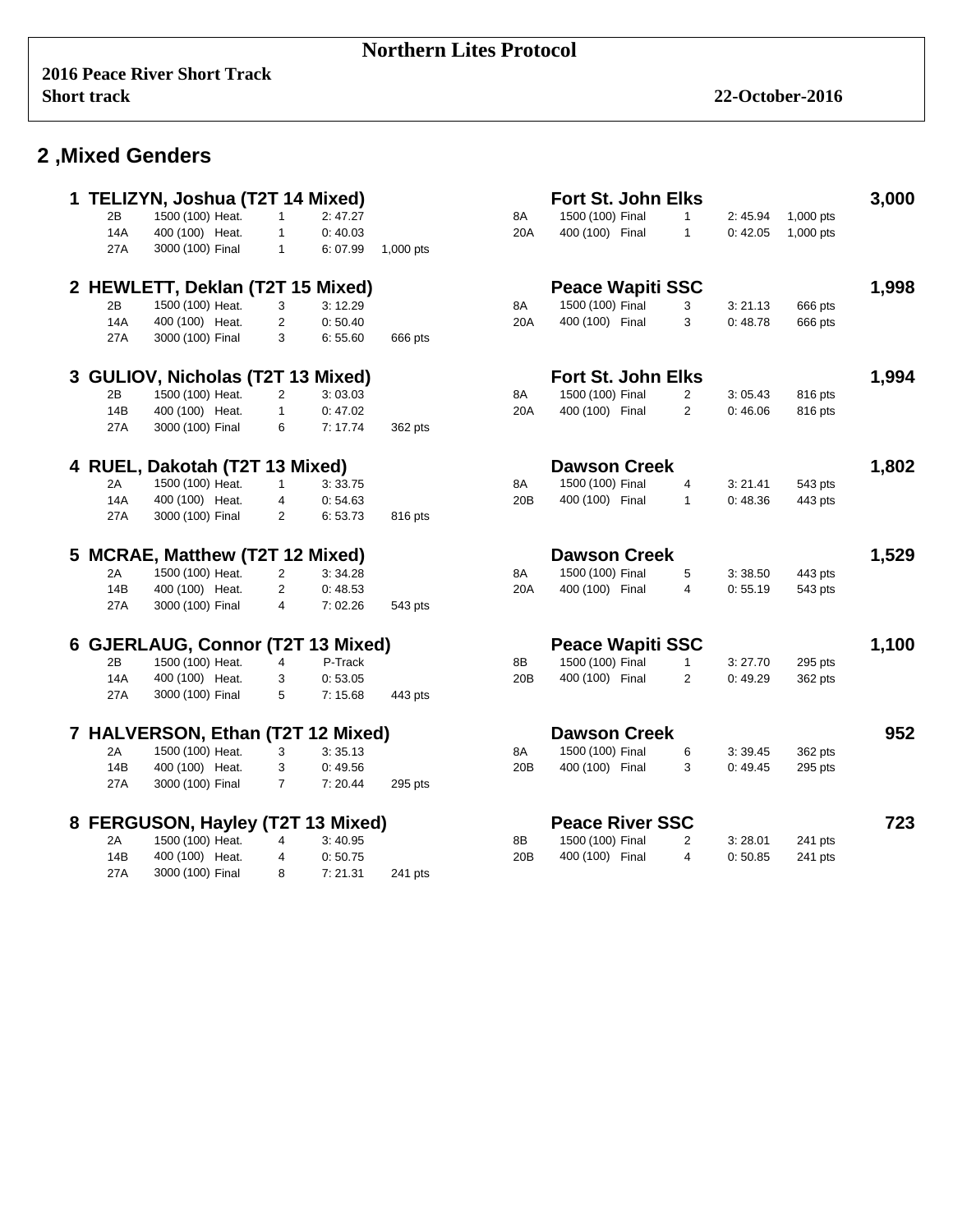**Northern Lites Protocol**

**2016 Peace River Short Track**
**Short track** **22-October-2016**

## 2 ,Mixed Genders

### 1 TELIZYN, Joshua (T2T 14 Mixed) — Fort St. John Elks — 3,000

| Race | Distance | Round | Place | Time | Points | Race | Distance | Round | Place | Time | Points |
|---|---|---|---|---|---|---|---|---|---|---|---|
| 2B | 1500 (100) | Heat. | 1 | 2: 47.27 | | 8A | 1500 (100) | Final | 1 | 2: 45.94 | 1,000 pts |
| 14A | 400 (100) | Heat. | 1 | 0: 40.03 | | 20A | 400 (100) | Final | 1 | 0: 42.05 | 1,000 pts |
| 27A | 3000 (100) | Final | 1 | 6: 07.99 | 1,000 pts | | | | | | |

### 2 HEWLETT, Deklan (T2T 15 Mixed) — Peace Wapiti SSC — 1,998

| Race | Distance | Round | Place | Time | Points | Race | Distance | Round | Place | Time | Points |
|---|---|---|---|---|---|---|---|---|---|---|---|
| 2B | 1500 (100) | Heat. | 3 | 3: 12.29 | | 8A | 1500 (100) | Final | 3 | 3: 21.13 | 666 pts |
| 14A | 400 (100) | Heat. | 2 | 0: 50.40 | | 20A | 400 (100) | Final | 3 | 0: 48.78 | 666 pts |
| 27A | 3000 (100) | Final | 3 | 6: 55.60 | 666 pts | | | | | | |

### 3 GULIOV, Nicholas (T2T 13 Mixed) — Fort St. John Elks — 1,994

| Race | Distance | Round | Place | Time | Points | Race | Distance | Round | Place | Time | Points |
|---|---|---|---|---|---|---|---|---|---|---|---|
| 2B | 1500 (100) | Heat. | 2 | 3: 03.03 | | 8A | 1500 (100) | Final | 2 | 3: 05.43 | 816 pts |
| 14B | 400 (100) | Heat. | 1 | 0: 47.02 | | 20A | 400 (100) | Final | 2 | 0: 46.06 | 816 pts |
| 27A | 3000 (100) | Final | 6 | 7: 17.74 | 362 pts | | | | | | |

### 4 RUEL, Dakotah (T2T 13 Mixed) — Dawson Creek — 1,802

| Race | Distance | Round | Place | Time | Points | Race | Distance | Round | Place | Time | Points |
|---|---|---|---|---|---|---|---|---|---|---|---|
| 2A | 1500 (100) | Heat. | 1 | 3: 33.75 | | 8A | 1500 (100) | Final | 4 | 3: 21.41 | 543 pts |
| 14A | 400 (100) | Heat. | 4 | 0: 54.63 | | 20B | 400 (100) | Final | 1 | 0: 48.36 | 443 pts |
| 27A | 3000 (100) | Final | 2 | 6: 53.73 | 816 pts | | | | | | |

### 5 MCRAE, Matthew (T2T 12 Mixed) — Dawson Creek — 1,529

| Race | Distance | Round | Place | Time | Points | Race | Distance | Round | Place | Time | Points |
|---|---|---|---|---|---|---|---|---|---|---|---|
| 2A | 1500 (100) | Heat. | 2 | 3: 34.28 | | 8A | 1500 (100) | Final | 5 | 3: 38.50 | 443 pts |
| 14B | 400 (100) | Heat. | 2 | 0: 48.53 | | 20A | 400 (100) | Final | 4 | 0: 55.19 | 543 pts |
| 27A | 3000 (100) | Final | 4 | 7: 02.26 | 543 pts | | | | | | |

### 6 GJERLAUG, Connor (T2T 13 Mixed) — Peace Wapiti SSC — 1,100

| Race | Distance | Round | Place | Time | Points | Race | Distance | Round | Place | Time | Points |
|---|---|---|---|---|---|---|---|---|---|---|---|
| 2B | 1500 (100) | Heat. | 4 | P-Track | | 8B | 1500 (100) | Final | 1 | 3: 27.70 | 295 pts |
| 14A | 400 (100) | Heat. | 3 | 0: 53.05 | | 20B | 400 (100) | Final | 2 | 0: 49.29 | 362 pts |
| 27A | 3000 (100) | Final | 5 | 7: 15.68 | 443 pts | | | | | | |

### 7 HALVERSON, Ethan (T2T 12 Mixed) — Dawson Creek — 952

| Race | Distance | Round | Place | Time | Points | Race | Distance | Round | Place | Time | Points |
|---|---|---|---|---|---|---|---|---|---|---|---|
| 2A | 1500 (100) | Heat. | 3 | 3: 35.13 | | 8A | 1500 (100) | Final | 6 | 3: 39.45 | 362 pts |
| 14B | 400 (100) | Heat. | 3 | 0: 49.56 | | 20B | 400 (100) | Final | 3 | 0: 49.45 | 295 pts |
| 27A | 3000 (100) | Final | 7 | 7: 20.44 | 295 pts | | | | | | |

### 8 FERGUSON, Hayley (T2T 13 Mixed) — Peace River SSC — 723

| Race | Distance | Round | Place | Time | Points | Race | Distance | Round | Place | Time | Points |
|---|---|---|---|---|---|---|---|---|---|---|---|
| 2A | 1500 (100) | Heat. | 4 | 3: 40.95 | | 8B | 1500 (100) | Final | 2 | 3: 28.01 | 241 pts |
| 14B | 400 (100) | Heat. | 4 | 0: 50.75 | | 20B | 400 (100) | Final | 4 | 0: 50.85 | 241 pts |
| 27A | 3000 (100) | Final | 8 | 7: 21.31 | 241 pts | | | | | | |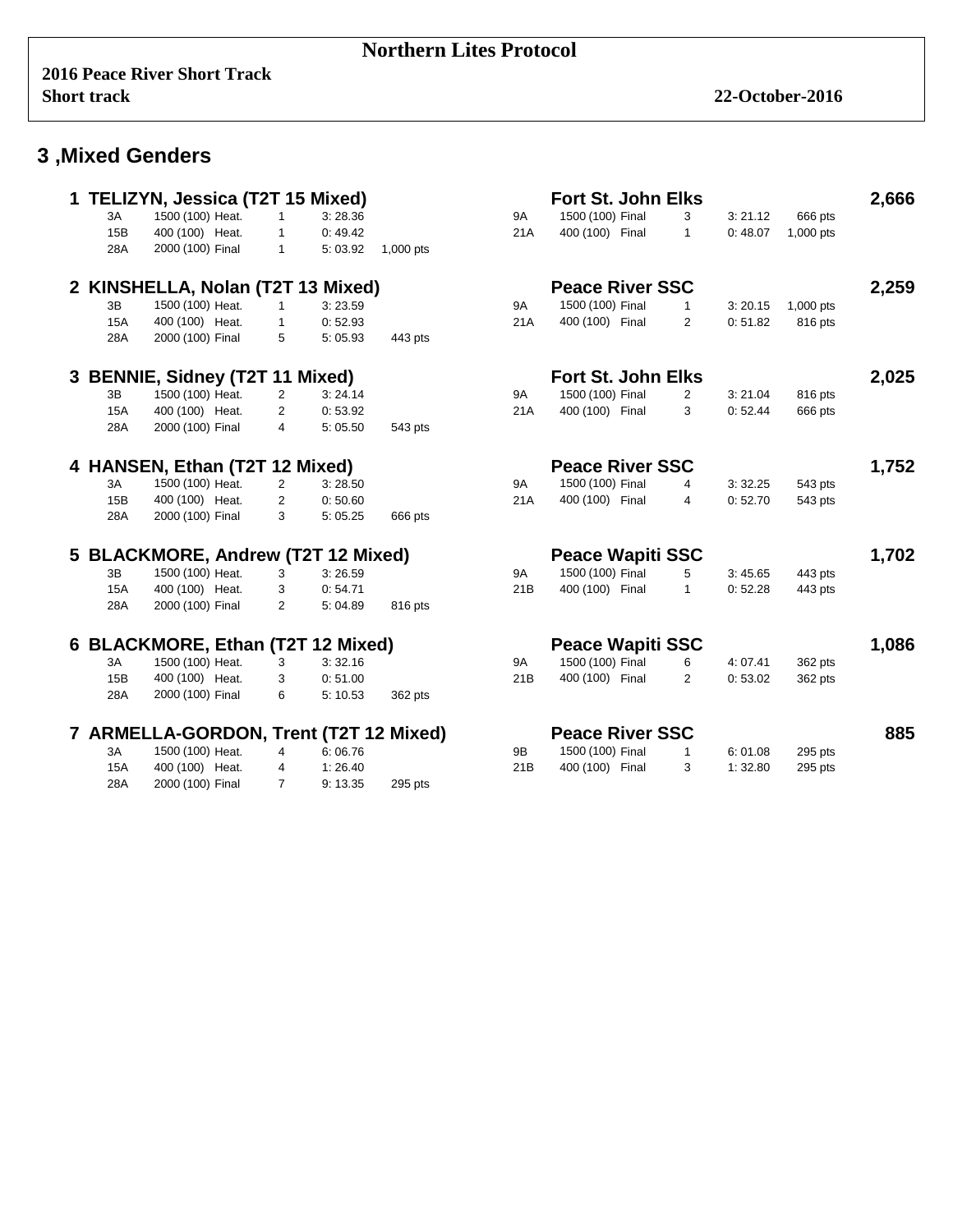# Northern Lites Protocol

**2016 Peace River Short Track**
**Short track** **22-October-2016**

## 3 ,Mixed Genders

### 1 TELIZYN, Jessica (T2T 15 Mixed) — Fort St. John Elks — 2,666

| Race | Distance | Round | Place | Time | Points | Race | Distance | Round | Place | Time | Points |
|---|---|---|---|---|---|---|---|---|---|---|---|
| 3A | 1500 (100) | Heat. | 1 | 3: 28.36 | | 9A | 1500 (100) | Final | 3 | 3: 21.12 | 666 pts |
| 15B | 400 (100) | Heat. | 1 | 0: 49.42 | | 21A | 400 (100) | Final | 1 | 0: 48.07 | 1,000 pts |
| 28A | 2000 (100) | Final | 1 | 5: 03.92 | 1,000 pts | | | | | | |

### 2 KINSHELLA, Nolan (T2T 13 Mixed) — Peace River SSC — 2,259

| Race | Distance | Round | Place | Time | Points | Race | Distance | Round | Place | Time | Points |
|---|---|---|---|---|---|---|---|---|---|---|---|
| 3B | 1500 (100) | Heat. | 1 | 3: 23.59 | | 9A | 1500 (100) | Final | 1 | 3: 20.15 | 1,000 pts |
| 15A | 400 (100) | Heat. | 1 | 0: 52.93 | | 21A | 400 (100) | Final | 2 | 0: 51.82 | 816 pts |
| 28A | 2000 (100) | Final | 5 | 5: 05.93 | 443 pts | | | | | | |

### 3 BENNIE, Sidney (T2T 11 Mixed) — Fort St. John Elks — 2,025

| Race | Distance | Round | Place | Time | Points | Race | Distance | Round | Place | Time | Points |
|---|---|---|---|---|---|---|---|---|---|---|---|
| 3B | 1500 (100) | Heat. | 2 | 3: 24.14 | | 9A | 1500 (100) | Final | 2 | 3: 21.04 | 816 pts |
| 15A | 400 (100) | Heat. | 2 | 0: 53.92 | | 21A | 400 (100) | Final | 3 | 0: 52.44 | 666 pts |
| 28A | 2000 (100) | Final | 4 | 5: 05.50 | 543 pts | | | | | | |

### 4 HANSEN, Ethan (T2T 12 Mixed) — Peace River SSC — 1,752

| Race | Distance | Round | Place | Time | Points | Race | Distance | Round | Place | Time | Points |
|---|---|---|---|---|---|---|---|---|---|---|---|
| 3A | 1500 (100) | Heat. | 2 | 3: 28.50 | | 9A | 1500 (100) | Final | 4 | 3: 32.25 | 543 pts |
| 15B | 400 (100) | Heat. | 2 | 0: 50.60 | | 21A | 400 (100) | Final | 4 | 0: 52.70 | 543 pts |
| 28A | 2000 (100) | Final | 3 | 5: 05.25 | 666 pts | | | | | | |

### 5 BLACKMORE, Andrew (T2T 12 Mixed) — Peace Wapiti SSC — 1,702

| Race | Distance | Round | Place | Time | Points | Race | Distance | Round | Place | Time | Points |
|---|---|---|---|---|---|---|---|---|---|---|---|
| 3B | 1500 (100) | Heat. | 3 | 3: 26.59 | | 9A | 1500 (100) | Final | 5 | 3: 45.65 | 443 pts |
| 15A | 400 (100) | Heat. | 3 | 0: 54.71 | | 21B | 400 (100) | Final | 1 | 0: 52.28 | 443 pts |
| 28A | 2000 (100) | Final | 2 | 5: 04.89 | 816 pts | | | | | | |

### 6 BLACKMORE, Ethan (T2T 12 Mixed) — Peace Wapiti SSC — 1,086

| Race | Distance | Round | Place | Time | Points | Race | Distance | Round | Place | Time | Points |
|---|---|---|---|---|---|---|---|---|---|---|---|
| 3A | 1500 (100) | Heat. | 3 | 3: 32.16 | | 9A | 1500 (100) | Final | 6 | 4: 07.41 | 362 pts |
| 15B | 400 (100) | Heat. | 3 | 0: 51.00 | | 21B | 400 (100) | Final | 2 | 0: 53.02 | 362 pts |
| 28A | 2000 (100) | Final | 6 | 5: 10.53 | 362 pts | | | | | | |

### 7 ARMELLA-GORDON, Trent (T2T 12 Mixed) — Peace River SSC — 885

| Race | Distance | Round | Place | Time | Points | Race | Distance | Round | Place | Time | Points |
|---|---|---|---|---|---|---|---|---|---|---|---|
| 3A | 1500 (100) | Heat. | 4 | 6: 06.76 | | 9B | 1500 (100) | Final | 1 | 6: 01.08 | 295 pts |
| 15A | 400 (100) | Heat. | 4 | 1: 26.40 | | 21B | 400 (100) | Final | 3 | 1: 32.80 | 295 pts |
| 28A | 2000 (100) | Final | 7 | 9: 13.35 | 295 pts | | | | | | |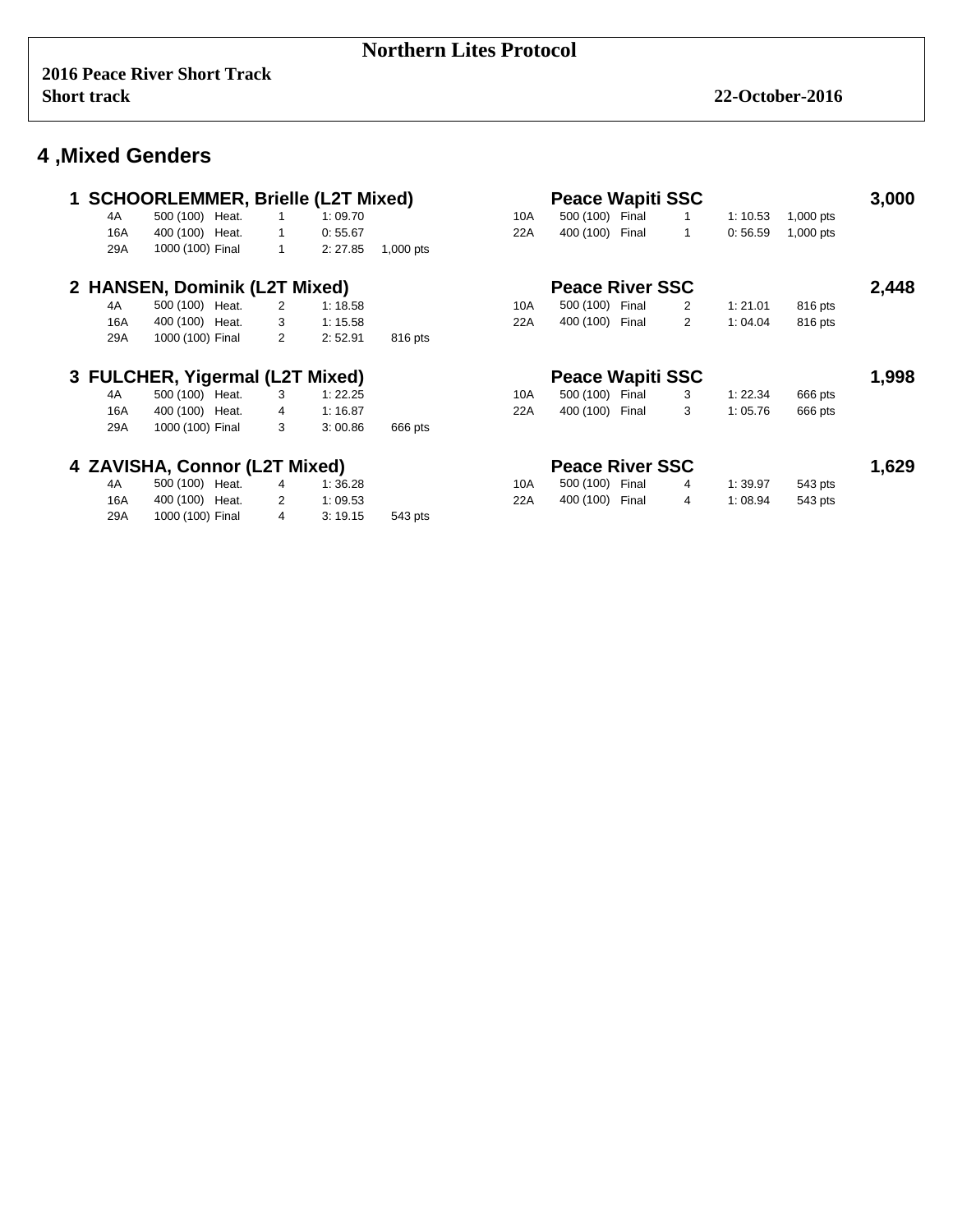# Northern Lites Protocol

**2016 Peace River Short Track**
**Short track** **22-October-2016**

## 4 ,Mixed Genders

### 1 SCHOORLEMMER, Brielle (L2T Mixed) — Peace Wapiti SSC — 3,000

| Race | Distance | Round | Place | Time | Points | Race | Distance | Round | Place | Time | Points |
|---|---|---|---|---|---|---|---|---|---|---|---|
| 4A | 500 (100) | Heat. | 1 | 1: 09.70 | | 10A | 500 (100) | Final | 1 | 1: 10.53 | 1,000 pts |
| 16A | 400 (100) | Heat. | 1 | 0: 55.67 | | 22A | 400 (100) | Final | 1 | 0: 56.59 | 1,000 pts |
| 29A | 1000 (100) | Final | 1 | 2: 27.85 | 1,000 pts | | | | | | |

### 2 HANSEN, Dominik (L2T Mixed) — Peace River SSC — 2,448

| Race | Distance | Round | Place | Time | Points | Race | Distance | Round | Place | Time | Points |
|---|---|---|---|---|---|---|---|---|---|---|---|
| 4A | 500 (100) | Heat. | 2 | 1: 18.58 | | 10A | 500 (100) | Final | 2 | 1: 21.01 | 816 pts |
| 16A | 400 (100) | Heat. | 3 | 1: 15.58 | | 22A | 400 (100) | Final | 2 | 1: 04.04 | 816 pts |
| 29A | 1000 (100) | Final | 2 | 2: 52.91 | 816 pts | | | | | | |

### 3 FULCHER, Yigermal (L2T Mixed) — Peace Wapiti SSC — 1,998

| Race | Distance | Round | Place | Time | Points | Race | Distance | Round | Place | Time | Points |
|---|---|---|---|---|---|---|---|---|---|---|---|
| 4A | 500 (100) | Heat. | 3 | 1: 22.25 | | 10A | 500 (100) | Final | 3 | 1: 22.34 | 666 pts |
| 16A | 400 (100) | Heat. | 4 | 1: 16.87 | | 22A | 400 (100) | Final | 3 | 1: 05.76 | 666 pts |
| 29A | 1000 (100) | Final | 3 | 3: 00.86 | 666 pts | | | | | | |

### 4 ZAVISHA, Connor (L2T Mixed) — Peace River SSC — 1,629

| Race | Distance | Round | Place | Time | Points | Race | Distance | Round | Place | Time | Points |
|---|---|---|---|---|---|---|---|---|---|---|---|
| 4A | 500 (100) | Heat. | 4 | 1: 36.28 | | 10A | 500 (100) | Final | 4 | 1: 39.97 | 543 pts |
| 16A | 400 (100) | Heat. | 2 | 1: 09.53 | | 22A | 400 (100) | Final | 4 | 1: 08.94 | 543 pts |
| 29A | 1000 (100) | Final | 4 | 3: 19.15 | 543 pts | | | | | | |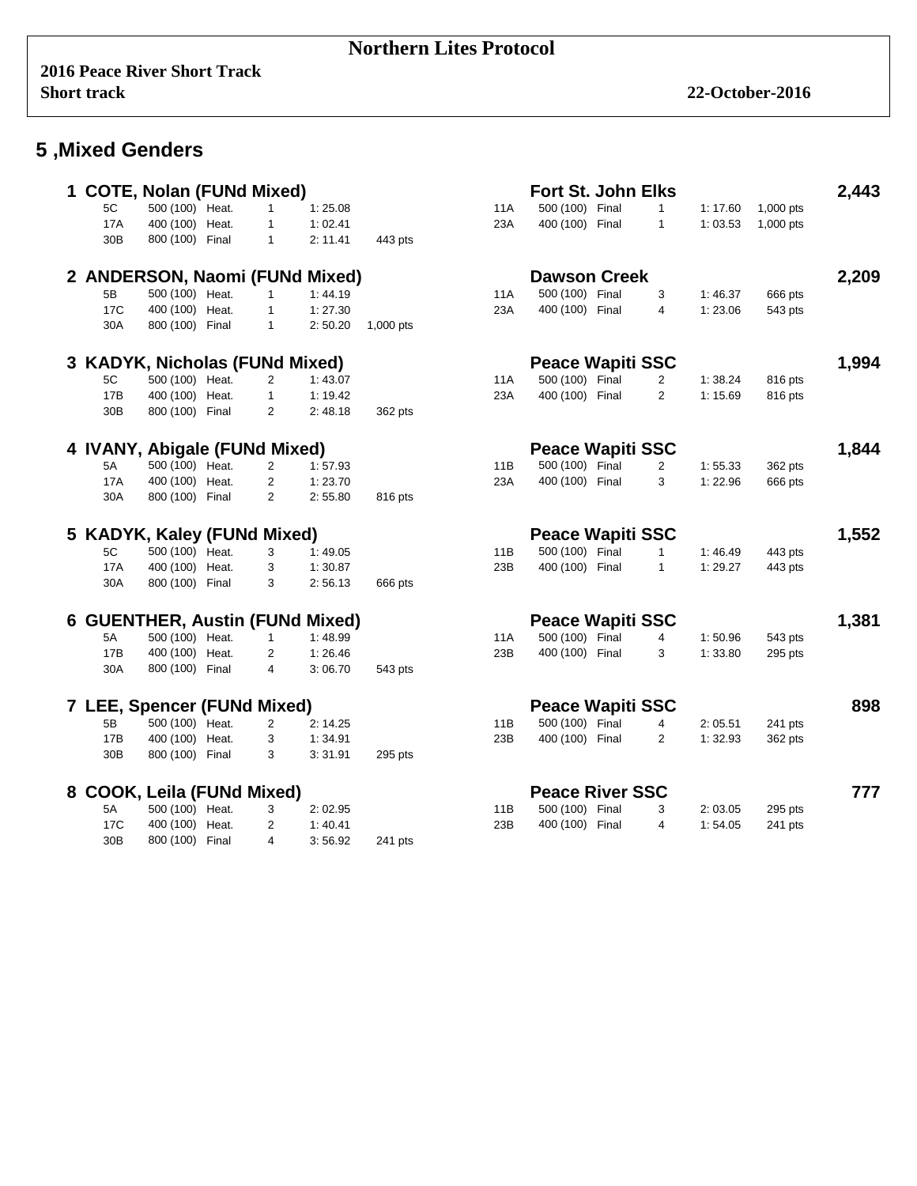# Northern Lites Protocol

**2016 Peace River Short Track**
**Short track** **22-October-2016**

## 5 ,Mixed Genders

### 1 COTE, Nolan (FUNd Mixed) — Fort St. John Elks — 2,443

| Race | Distance | Type | Place | Time | Points |
|---|---|---|---|---|---|
| 5C | 500 (100) | Heat. | 1 | 1: 25.08 | |
| 17A | 400 (100) | Heat. | 1 | 1: 02.41 | |
| 30B | 800 (100) | Final | 1 | 2: 11.41 | 443 pts |
| 11A | 500 (100) | Final | 1 | 1: 17.60 | 1,000 pts |
| 23A | 400 (100) | Final | 1 | 1: 03.53 | 1,000 pts |

### 2 ANDERSON, Naomi (FUNd Mixed) — Dawson Creek — 2,209

| Race | Distance | Type | Place | Time | Points |
|---|---|---|---|---|---|
| 5B | 500 (100) | Heat. | 1 | 1: 44.19 | |
| 17C | 400 (100) | Heat. | 1 | 1: 27.30 | |
| 30A | 800 (100) | Final | 1 | 2: 50.20 | 1,000 pts |
| 11A | 500 (100) | Final | 3 | 1: 46.37 | 666 pts |
| 23A | 400 (100) | Final | 4 | 1: 23.06 | 543 pts |

### 3 KADYK, Nicholas (FUNd Mixed) — Peace Wapiti SSC — 1,994

| Race | Distance | Type | Place | Time | Points |
|---|---|---|---|---|---|
| 5C | 500 (100) | Heat. | 2 | 1: 43.07 | |
| 17B | 400 (100) | Heat. | 1 | 1: 19.42 | |
| 30B | 800 (100) | Final | 2 | 2: 48.18 | 362 pts |
| 11A | 500 (100) | Final | 2 | 1: 38.24 | 816 pts |
| 23A | 400 (100) | Final | 2 | 1: 15.69 | 816 pts |

### 4 IVANY, Abigale (FUNd Mixed) — Peace Wapiti SSC — 1,844

| Race | Distance | Type | Place | Time | Points |
|---|---|---|---|---|---|
| 5A | 500 (100) | Heat. | 2 | 1: 57.93 | |
| 17A | 400 (100) | Heat. | 2 | 1: 23.70 | |
| 30A | 800 (100) | Final | 2 | 2: 55.80 | 816 pts |
| 11B | 500 (100) | Final | 2 | 1: 55.33 | 362 pts |
| 23A | 400 (100) | Final | 3 | 1: 22.96 | 666 pts |

### 5 KADYK, Kaley (FUNd Mixed) — Peace Wapiti SSC — 1,552

| Race | Distance | Type | Place | Time | Points |
|---|---|---|---|---|---|
| 5C | 500 (100) | Heat. | 3 | 1: 49.05 | |
| 17A | 400 (100) | Heat. | 3 | 1: 30.87 | |
| 30A | 800 (100) | Final | 3 | 2: 56.13 | 666 pts |
| 11B | 500 (100) | Final | 1 | 1: 46.49 | 443 pts |
| 23B | 400 (100) | Final | 1 | 1: 29.27 | 443 pts |

### 6 GUENTHER, Austin (FUNd Mixed) — Peace Wapiti SSC — 1,381

| Race | Distance | Type | Place | Time | Points |
|---|---|---|---|---|---|
| 5A | 500 (100) | Heat. | 1 | 1: 48.99 | |
| 17B | 400 (100) | Heat. | 2 | 1: 26.46 | |
| 30A | 800 (100) | Final | 4 | 3: 06.70 | 543 pts |
| 11A | 500 (100) | Final | 4 | 1: 50.96 | 543 pts |
| 23B | 400 (100) | Final | 3 | 1: 33.80 | 295 pts |

### 7 LEE, Spencer (FUNd Mixed) — Peace Wapiti SSC — 898

| Race | Distance | Type | Place | Time | Points |
|---|---|---|---|---|---|
| 5B | 500 (100) | Heat. | 2 | 2: 14.25 | |
| 17B | 400 (100) | Heat. | 3 | 1: 34.91 | |
| 30B | 800 (100) | Final | 3 | 3: 31.91 | 295 pts |
| 11B | 500 (100) | Final | 4 | 2: 05.51 | 241 pts |
| 23B | 400 (100) | Final | 2 | 1: 32.93 | 362 pts |

### 8 COOK, Leila (FUNd Mixed) — Peace River SSC — 777

| Race | Distance | Type | Place | Time | Points |
|---|---|---|---|---|---|
| 5A | 500 (100) | Heat. | 3 | 2: 02.95 | |
| 17C | 400 (100) | Heat. | 2 | 1: 40.41 | |
| 30B | 800 (100) | Final | 4 | 3: 56.92 | 241 pts |
| 11B | 500 (100) | Final | 3 | 2: 03.05 | 295 pts |
| 23B | 400 (100) | Final | 4 | 1: 54.05 | 241 pts |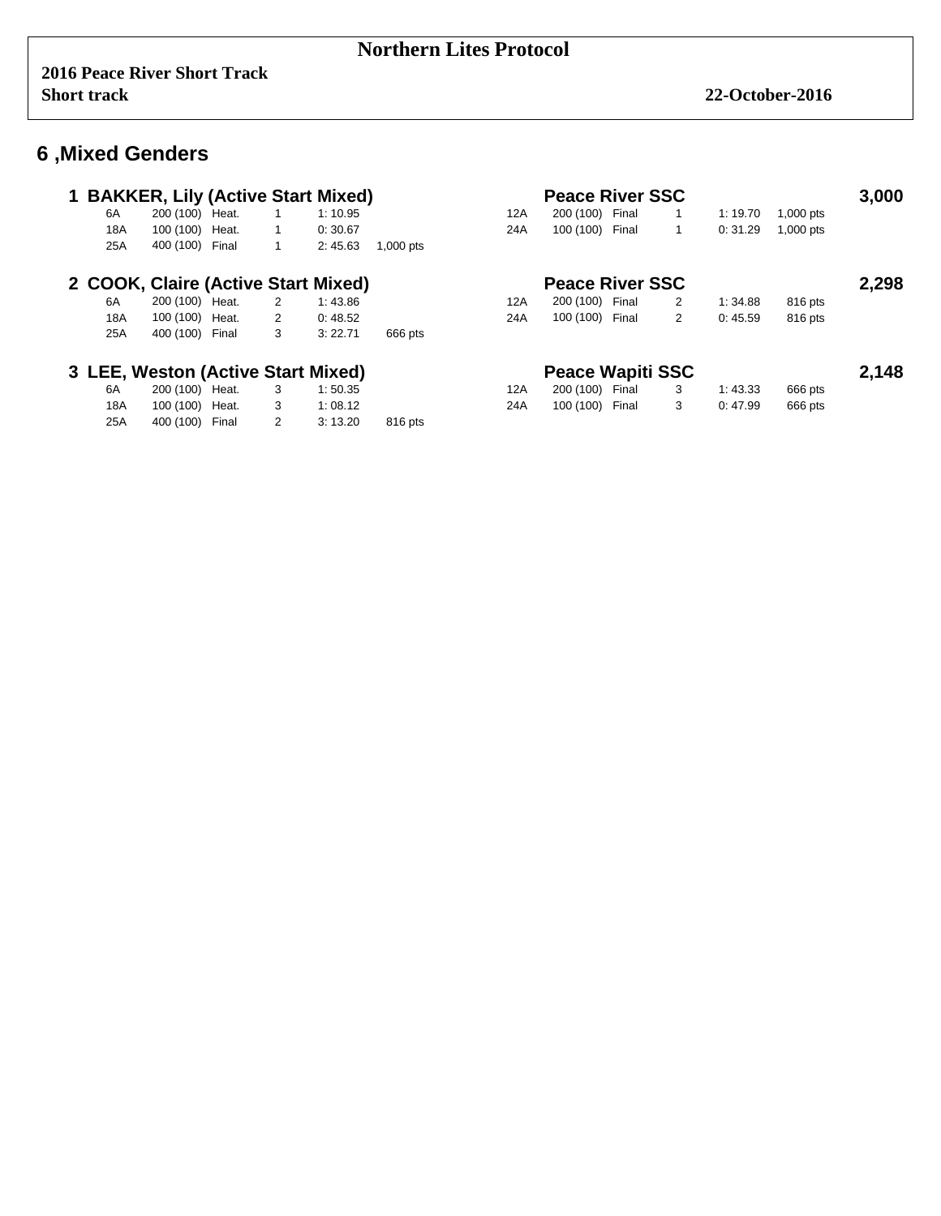# Northern Lites Protocol

**2016 Peace River Short Track**
**Short track** **22-October-2016**

## 6 ,Mixed Genders

### 1 BAKKER, Lily (Active Start Mixed) — Peace River SSC — 3,000

| | | | | | | | | | | | |
|---|---|---|---|---|---|---|---|---|---|---|---|
| 6A | 200 (100) | Heat. | 1 | 1: 10.95 | | 12A | 200 (100) | Final | 1 | 1: 19.70 | 1,000 pts |
| 18A | 100 (100) | Heat. | 1 | 0: 30.67 | | 24A | 100 (100) | Final | 1 | 0: 31.29 | 1,000 pts |
| 25A | 400 (100) | Final | 1 | 2: 45.63 | 1,000 pts | | | | | | |

### 2 COOK, Claire (Active Start Mixed) — Peace River SSC — 2,298

| | | | | | | | | | | | |
|---|---|---|---|---|---|---|---|---|---|---|---|
| 6A | 200 (100) | Heat. | 2 | 1: 43.86 | | 12A | 200 (100) | Final | 2 | 1: 34.88 | 816 pts |
| 18A | 100 (100) | Heat. | 2 | 0: 48.52 | | 24A | 100 (100) | Final | 2 | 0: 45.59 | 816 pts |
| 25A | 400 (100) | Final | 3 | 3: 22.71 | 666 pts | | | | | | |

### 3 LEE, Weston (Active Start Mixed) — Peace Wapiti SSC — 2,148

| | | | | | | | | | | | |
|---|---|---|---|---|---|---|---|---|---|---|---|
| 6A | 200 (100) | Heat. | 3 | 1: 50.35 | | 12A | 200 (100) | Final | 3 | 1: 43.33 | 666 pts |
| 18A | 100 (100) | Heat. | 3 | 1: 08.12 | | 24A | 100 (100) | Final | 3 | 0: 47.99 | 666 pts |
| 25A | 400 (100) | Final | 2 | 3: 13.20 | 816 pts | | | | | | |